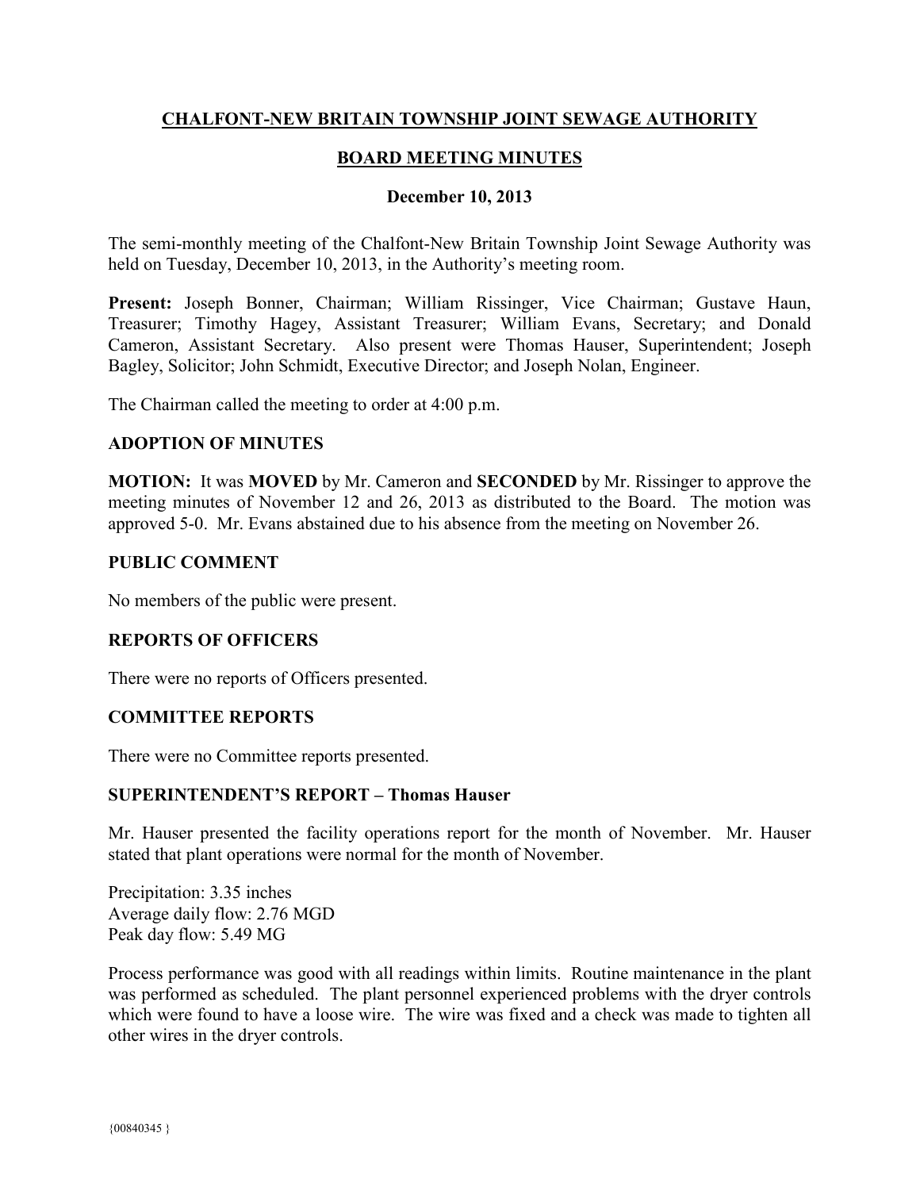# CHALFONT-NEW BRITAIN TOWNSHIP JOINT SEWAGE AUTHORITY

## BOARD MEETING MINUTES

### December 10, 2013

The semi-monthly meeting of the Chalfont-New Britain Township Joint Sewage Authority was held on Tuesday, December 10, 2013, in the Authority's meeting room.

**Present:** Joseph Bonner, Chairman; William Rissinger, Vice Chairman; Gustave Haun, Treasurer; Timothy Hagey, Assistant Treasurer; William Evans, Secretary; and Donald Cameron, Assistant Secretary. Also present were Thomas Hauser, Superintendent; Joseph Bagley, Solicitor; John Schmidt, Executive Director; and Joseph Nolan, Engineer.

The Chairman called the meeting to order at 4:00 p.m.

### ADOPTION OF MINUTES

**MOTION:** It was **MOVED** by Mr. Cameron and **SECONDED** by Mr. Rissinger to approve the meeting minutes of November 12 and 26, 2013 as distributed to the Board. The motion was approved 5-0. Mr. Evans abstained due to his absence from the meeting on November 26.

### PUBLIC COMMENT

No members of the public were present.

### REPORTS OF OFFICERS

There were no reports of Officers presented.

### COMMITTEE REPORTS

There were no Committee reports presented.

### SUPERINTENDENT'S REPORT – Thomas Hauser

Mr. Hauser presented the facility operations report for the month of November. Mr. Hauser stated that plant operations were normal for the month of November.

Precipitation: 3.35 inches
Average daily flow: 2.76 MGD
Peak day flow: 5.49 MG

Process performance was good with all readings within limits. Routine maintenance in the plant was performed as scheduled. The plant personnel experienced problems with the dryer controls which were found to have a loose wire. The wire was fixed and a check was made to tighten all other wires in the dryer controls.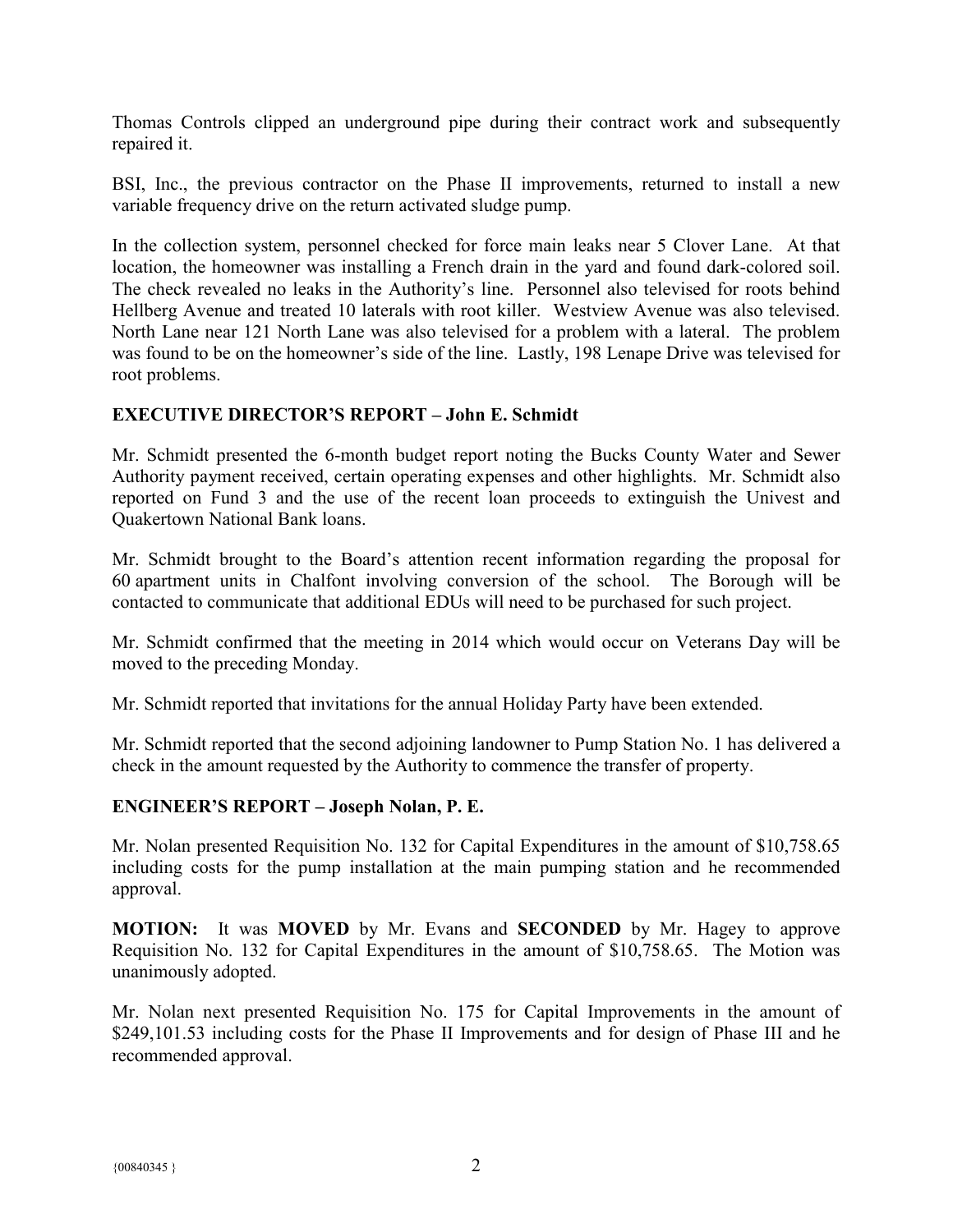Thomas Controls clipped an underground pipe during their contract work and subsequently repaired it.

BSI, Inc., the previous contractor on the Phase II improvements, returned to install a new variable frequency drive on the return activated sludge pump.

In the collection system, personnel checked for force main leaks near 5 Clover Lane. At that location, the homeowner was installing a French drain in the yard and found dark-colored soil. The check revealed no leaks in the Authority's line. Personnel also televised for roots behind Hellberg Avenue and treated 10 laterals with root killer. Westview Avenue was also televised. North Lane near 121 North Lane was also televised for a problem with a lateral. The problem was found to be on the homeowner's side of the line. Lastly, 198 Lenape Drive was televised for root problems.

**EXECUTIVE DIRECTOR'S REPORT – John E. Schmidt**

Mr. Schmidt presented the 6-month budget report noting the Bucks County Water and Sewer Authority payment received, certain operating expenses and other highlights. Mr. Schmidt also reported on Fund 3 and the use of the recent loan proceeds to extinguish the Univest and Quakertown National Bank loans.

Mr. Schmidt brought to the Board's attention recent information regarding the proposal for 60 apartment units in Chalfont involving conversion of the school. The Borough will be contacted to communicate that additional EDUs will need to be purchased for such project.

Mr. Schmidt confirmed that the meeting in 2014 which would occur on Veterans Day will be moved to the preceding Monday.

Mr. Schmidt reported that invitations for the annual Holiday Party have been extended.

Mr. Schmidt reported that the second adjoining landowner to Pump Station No. 1 has delivered a check in the amount requested by the Authority to commence the transfer of property.

**ENGINEER'S REPORT – Joseph Nolan, P. E.**

Mr. Nolan presented Requisition No. 132 for Capital Expenditures in the amount of $10,758.65 including costs for the pump installation at the main pumping station and he recommended approval.

**MOTION:** It was **MOVED** by Mr. Evans and **SECONDED** by Mr. Hagey to approve Requisition No. 132 for Capital Expenditures in the amount of $10,758.65. The Motion was unanimously adopted.

Mr. Nolan next presented Requisition No. 175 for Capital Improvements in the amount of $249,101.53 including costs for the Phase II Improvements and for design of Phase III and he recommended approval.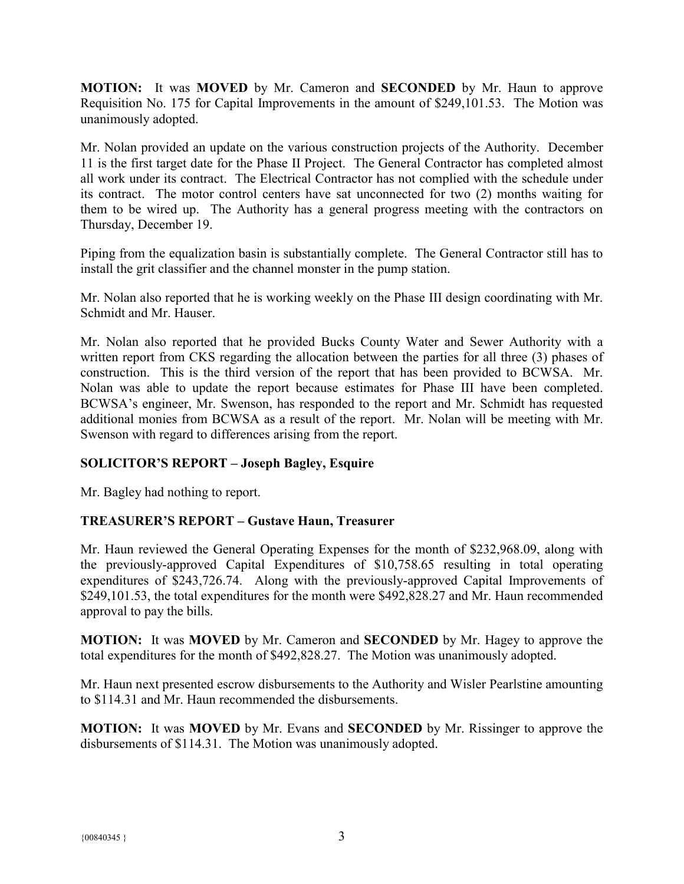**MOTION:** It was **MOVED** by Mr. Cameron and **SECONDED** by Mr. Haun to approve Requisition No. 175 for Capital Improvements in the amount of $249,101.53. The Motion was unanimously adopted.

Mr. Nolan provided an update on the various construction projects of the Authority. December 11 is the first target date for the Phase II Project. The General Contractor has completed almost all work under its contract. The Electrical Contractor has not complied with the schedule under its contract. The motor control centers have sat unconnected for two (2) months waiting for them to be wired up. The Authority has a general progress meeting with the contractors on Thursday, December 19.

Piping from the equalization basin is substantially complete. The General Contractor still has to install the grit classifier and the channel monster in the pump station.

Mr. Nolan also reported that he is working weekly on the Phase III design coordinating with Mr. Schmidt and Mr. Hauser.

Mr. Nolan also reported that he provided Bucks County Water and Sewer Authority with a written report from CKS regarding the allocation between the parties for all three (3) phases of construction. This is the third version of the report that has been provided to BCWSA. Mr. Nolan was able to update the report because estimates for Phase III have been completed. BCWSA's engineer, Mr. Swenson, has responded to the report and Mr. Schmidt has requested additional monies from BCWSA as a result of the report. Mr. Nolan will be meeting with Mr. Swenson with regard to differences arising from the report.

## SOLICITOR'S REPORT – Joseph Bagley, Esquire

Mr. Bagley had nothing to report.

## TREASURER'S REPORT – Gustave Haun, Treasurer

Mr. Haun reviewed the General Operating Expenses for the month of $232,968.09, along with the previously-approved Capital Expenditures of $10,758.65 resulting in total operating expenditures of $243,726.74. Along with the previously-approved Capital Improvements of $249,101.53, the total expenditures for the month were $492,828.27 and Mr. Haun recommended approval to pay the bills.

**MOTION:** It was **MOVED** by Mr. Cameron and **SECONDED** by Mr. Hagey to approve the total expenditures for the month of $492,828.27. The Motion was unanimously adopted.

Mr. Haun next presented escrow disbursements to the Authority and Wisler Pearlstine amounting to $114.31 and Mr. Haun recommended the disbursements.

**MOTION:** It was **MOVED** by Mr. Evans and **SECONDED** by Mr. Rissinger to approve the disbursements of $114.31. The Motion was unanimously adopted.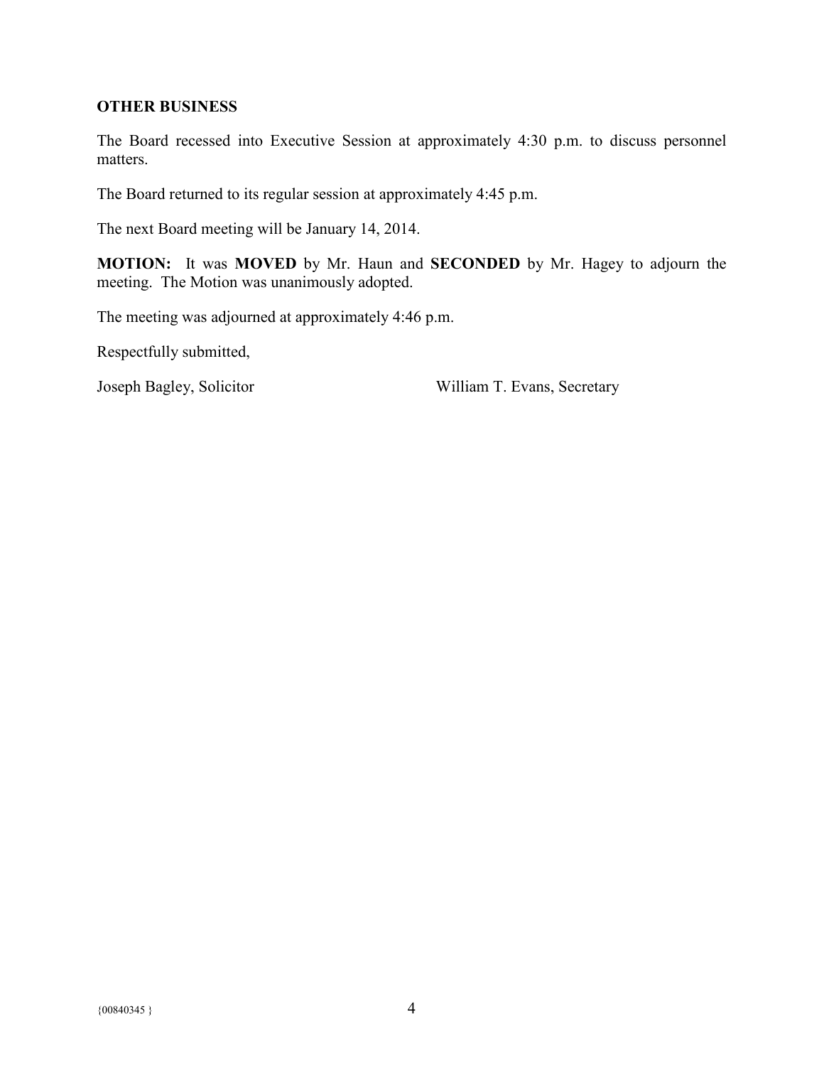**OTHER BUSINESS**

The Board recessed into Executive Session at approximately 4:30 p.m. to discuss personnel matters.

The Board returned to its regular session at approximately 4:45 p.m.

The next Board meeting will be January 14, 2014.

**MOTION:** It was **MOVED** by Mr. Haun and **SECONDED** by Mr. Hagey to adjourn the meeting. The Motion was unanimously adopted.

The meeting was adjourned at approximately 4:46 p.m.

Respectfully submitted,

Joseph Bagley, Solicitor

William T. Evans, Secretary

{00840345 }